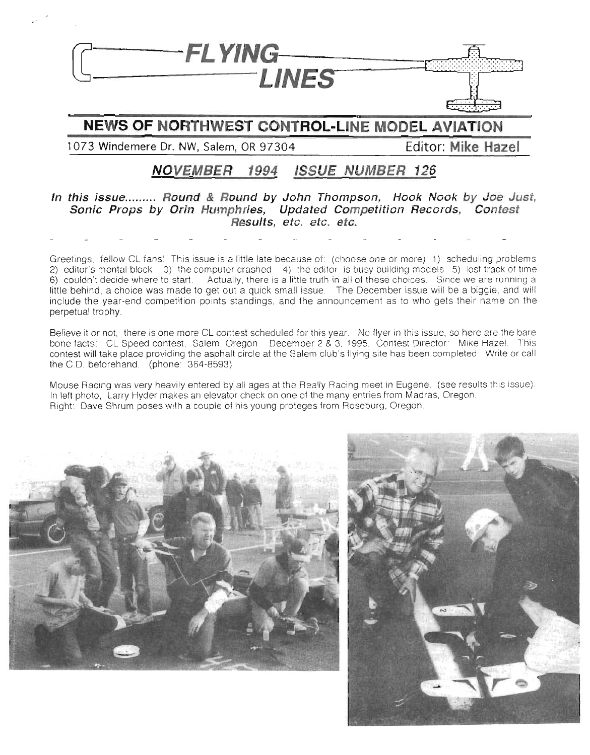# FLYING LINES

## NEWS OF NORTHWEST CONTROL-LINE MODEL AVIATION

1073 Windemere Dr. NW, Salem, OR 97304 Editor: **Mike Hazel**

## *NOVEMBER 1994 ISSUE NUMBER 126*

***In this issue......... Round & Round by John Thompson, Hook Nook by Joe Just, Sonic Props by Orin Humphries, Updated Competition Records, Contest Results, etc. etc. etc.***

Greetings, fellow CL fans! This issue is a little late because of: (choose one or more) 1) scheduling problems 2) editor's mental block 3) the computer crashed 4) the editor is busy building models 5) lost track of time 6) couldn't decide where to start. Actually, there is a little truth in all of these choices. Since we are running a little behind, a choice was made to get out a quick small issue. The December issue will be a biggie, and will include the year-end competition points standings, and the announcement as to who gets their name on the perpetual trophy.

Believe it or not, there is one more CL contest scheduled for this year. No flyer in this issue, so here are the bare bone facts: CL Speed contest, Salem, Oregon December 2 & 3, 1995. Contest Director: Mike Hazel. This contest will take place providing the asphalt circle at the Salem club's flying site has been completed. Write or call the C.D. beforehand. (phone: 364-8593)

Mouse Racing was very heavily entered by all ages at the Really Racing meet in Eugene. (see results this issue). In left photo, Larry Hyder makes an elevator check on one of the many entries from Madras, Oregon. Right: Dave Shrum poses with a couple of his young proteges from Roseburg, Oregon.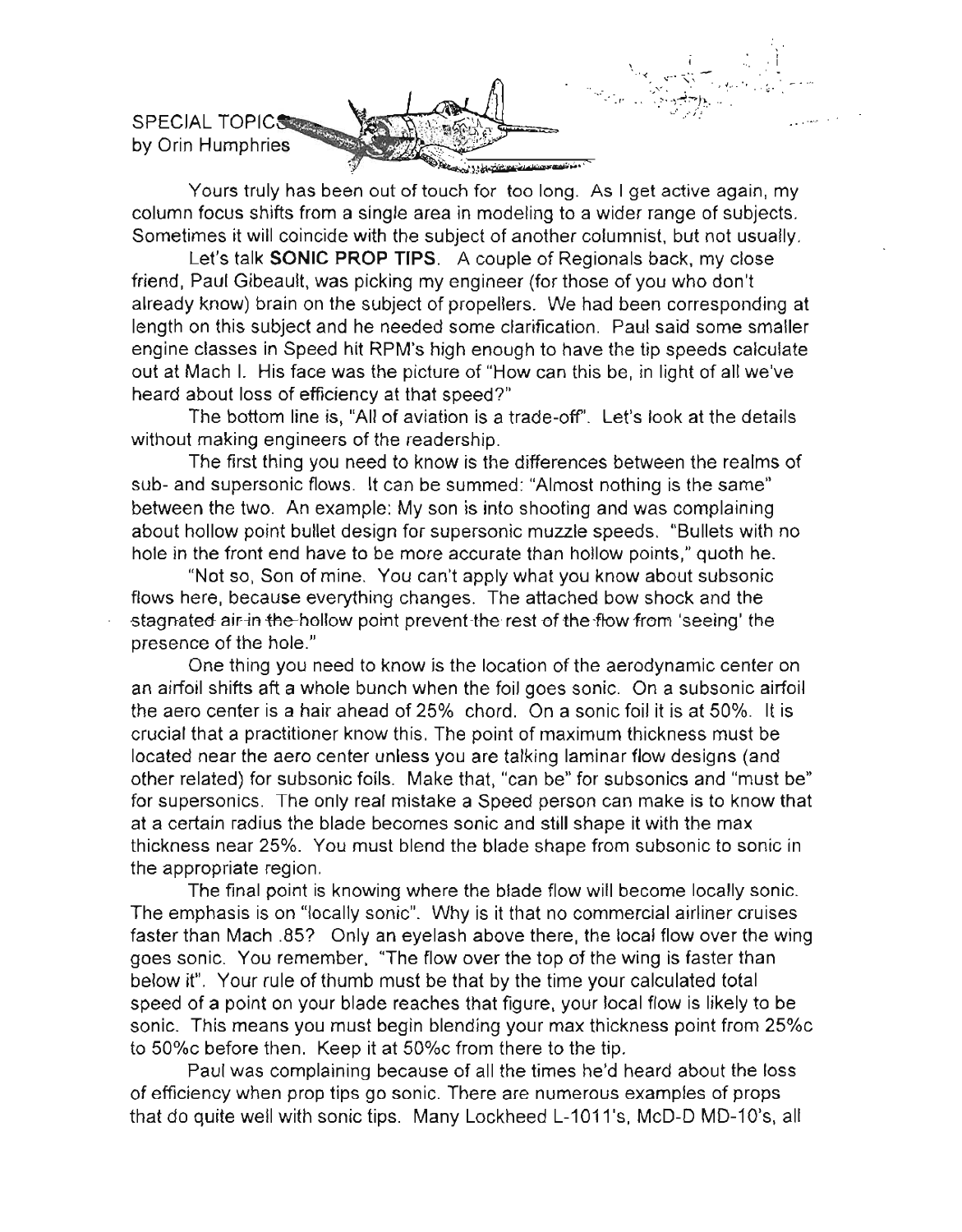SPECIAL TOPICS
by Orin Humphries

Yours truly has been out of touch for too long. As I get active again, my column focus shifts from a single area in modeling to a wider range of subjects. Sometimes it will coincide with the subject of another columnist, but not usually.

Let's talk **SONIC PROP TIPS**. A couple of Regionals back, my close friend, Paul Gibeault, was picking my engineer (for those of you who don't already know) brain on the subject of propellers. We had been corresponding at length on this subject and he needed some clarification. Paul said some smaller engine classes in Speed hit RPM's high enough to have the tip speeds calculate out at Mach I. His face was the picture of "How can this be, in light of all we've heard about loss of efficiency at that speed?"

The bottom line is, "All of aviation is a trade-off". Let's look at the details without making engineers of the readership.

The first thing you need to know is the differences between the realms of sub- and supersonic flows. It can be summed: "Almost nothing is the same" between the two. An example: My son is into shooting and was complaining about hollow point bullet design for supersonic muzzle speeds. "Bullets with no hole in the front end have to be more accurate than hollow points," quoth he.

"Not so, Son of mine. You can't apply what you know about subsonic flows here, because everything changes. The attached bow shock and the stagnated air in the hollow point prevent the rest of the flow from 'seeing' the presence of the hole."

One thing you need to know is the location of the aerodynamic center on an airfoil shifts aft a whole bunch when the foil goes sonic. On a subsonic airfoil the aero center is a hair ahead of 25% chord. On a sonic foil it is at 50%. It is crucial that a practitioner know this. The point of maximum thickness must be located near the aero center unless you are talking laminar flow designs (and other related) for subsonic foils. Make that, "can be" for subsonics and "must be" for supersonics. The only real mistake a Speed person can make is to know that at a certain radius the blade becomes sonic and still shape it with the max thickness near 25%. You must blend the blade shape from subsonic to sonic in the appropriate region.

The final point is knowing where the blade flow will become locally sonic. The emphasis is on "locally sonic". Why is it that no commercial airliner cruises faster than Mach .85? Only an eyelash above there, the local flow over the wing goes sonic. You remember, "The flow over the top of the wing is faster than below it". Your rule of thumb must be that by the time your calculated total speed of a point on your blade reaches that figure, your local flow is likely to be sonic. This means you must begin blending your max thickness point from 25%c to 50%c before then. Keep it at 50%c from there to the tip.

Paul was complaining because of all the times he'd heard about the loss of efficiency when prop tips go sonic. There are numerous examples of props that do quite well with sonic tips. Many Lockheed L-1011's, McD-D MD-10's, all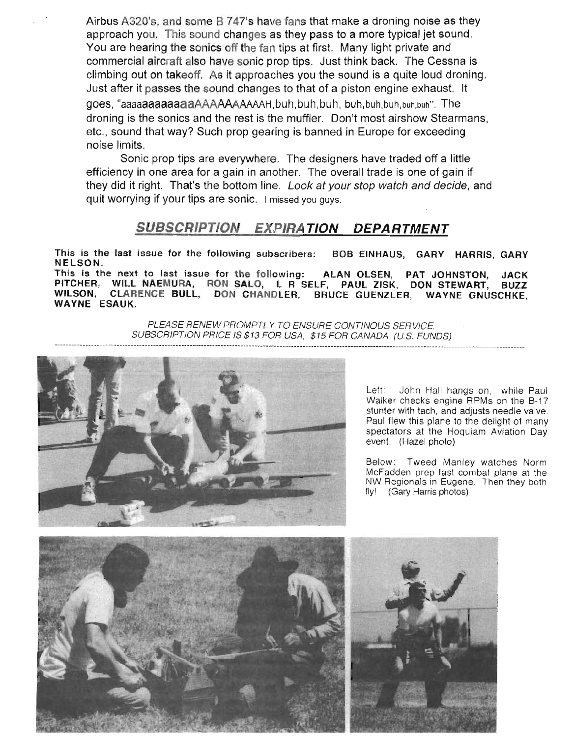Airbus A320's, and some B 747's have fans that make a droning noise as they approach you. This sound changes as they pass to a more typical jet sound. You are hearing the sonics off the fan tips at first. Many light private and commercial aircraft also have sonic prop tips. Just think back. The Cessna is climbing out on takeoff. As it approaches you the sound is a quite loud droning. Just after it passes the sound changes to that of a piston engine exhaust. It goes, "aaaaaaaaaaaaAAAAAAAAAAH,buh,buh,buh, buh,buh,buh,buh,buh". The droning is the sonics and the rest is the muffler. Don't most airshow Stearmans, etc., sound that way? Such prop gearing is banned in Europe for exceeding noise limits.

Sonic prop tips are everywhere. The designers have traded off a little efficiency in one area for a gain in another. The overall trade is one of gain if they did it right. That's the bottom line. *Look at your stop watch and decide*, and quit worrying if your tips are sonic. I missed you guys.

## *SUBSCRIPTION EXPIRATION DEPARTMENT*

**This is the last issue for the following subscribers: BOB EINHAUS, GARY HARRIS, GARY NELSON.**
**This is the next to last issue for the following: ALAN OLSEN, PAT JOHNSTON, JACK PITCHER, WILL NAEMURA, RON SALO, L R SELF, PAUL ZISK, DON STEWART, BUZZ WILSON, CLARENCE BULL, DON CHANDLER, BRUCE GUENZLER, WAYNE GNUSCHKE, WAYNE ESAUK.**

*PLEASE RENEW PROMPTLY TO ENSURE CONTINOUS SERVICE.*
*SUBSCRIPTION PRICE IS $13 FOR USA, $15 FOR CANADA (U.S. FUNDS)*

Left: John Hall hangs on, while Paul Walker checks engine RPMs on the B-17 stunter with tach, and adjusts needle valve. Paul flew this plane to the delight of many spectators at the Hoquiam Aviation Day event. (Hazel photo)

Below: Tweed Manley watches Norm McFadden prep fast combat plane at the NW Regionals in Eugene. Then they both fly! (Gary Harris photos)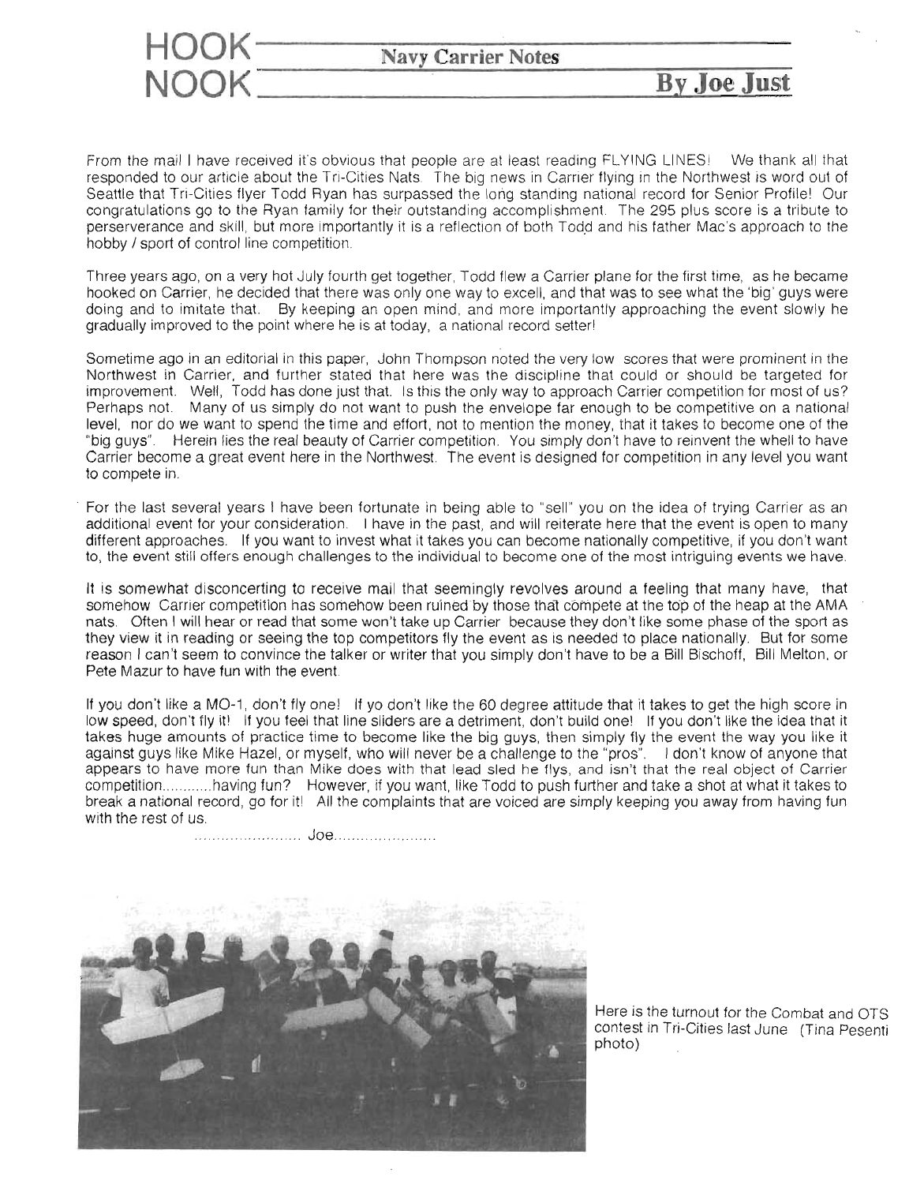# HOOK NOOK

**Navy Carrier Notes**

**By Joe Just**

From the mail I have received it's obvious that people are at least reading FLYING LINES! We thank all that responded to our article about the Tri-Cities Nats. The big news in Carrier flying in the Northwest is word out of Seattle that Tri-Cities flyer Todd Ryan has surpassed the long standing national record for Senior Profile! Our congratulations go to the Ryan family for their outstanding accomplishment. The 295 plus score is a tribute to perserverance and skill, but more importantly it is a reflection of both Todd and his father Mac's approach to the hobby / sport of control line competition.

Three years ago, on a very hot July fourth get together, Todd flew a Carrier plane for the first time, as he became hooked on Carrier, he decided that there was only one way to excell, and that was to see what the 'big' guys were doing and to imitate that. By keeping an open mind, and more importantly approaching the event slowly he gradually improved to the point where he is at today, a national record setter!

Sometime ago in an editorial in this paper, John Thompson noted the very low scores that were prominent in the Northwest in Carrier, and further stated that here was the discipline that could or should be targeted for improvement. Well, Todd has done just that. Is this the only way to approach Carrier competition for most of us? Perhaps not. Many of us simply do not want to push the envelope far enough to be competitive on a national level, nor do we want to spend the time and effort, not to mention the money, that it takes to become one of the "big guys". Herein lies the real beauty of Carrier competition. You simply don't have to reinvent the whell to have Carrier become a great event here in the Northwest. The event is designed for competition in any level you want to compete in.

For the last several years I have been fortunate in being able to "sell" you on the idea of trying Carrier as an additional event for your consideration. I have in the past, and will reiterate here that the event is open to many different approaches. If you want to invest what it takes you can become nationally competitive, if you don't want to, the event still offers enough challenges to the individual to become one of the most intriguing events we have.

It is somewhat disconcerting to receive mail that seemingly revolves around a feeling that many have, that somehow Carrier competition has somehow been ruined by those that compete at the top of the heap at the AMA nats. Often I will hear or read that some won't take up Carrier because they don't like some phase of the sport as they view it in reading or seeing the top competitors fly the event as is needed to place nationally. But for some reason I can't seem to convince the talker or writer that you simply don't have to be a Bill Bischoff, Bill Melton, or Pete Mazur to have fun with the event.

If you don't like a MO-1, don't fly one! If yo don't like the 60 degree attitude that it takes to get the high score in low speed, don't fly it! If you feel that line sliders are a detriment, don't build one! If you don't like the idea that it takes huge amounts of practice time to become like the big guys, then simply fly the event the way you like it against guys like Mike Hazel, or myself, who will never be a challenge to the "pros". I don't know of anyone that appears to have more fun than Mike does with that lead sled he flys, and isn't that the real object of Carrier competition............having fun? However, if you want, like Todd to push further and take a shot at what it takes to break a national record, go for it! All the complaints that are voiced are simply keeping you away from having fun with the rest of us.

........................ Joe........................

Here is the turnout for the Combat and OTS contest in Tri-Cities last June (Tina Pesenti photo)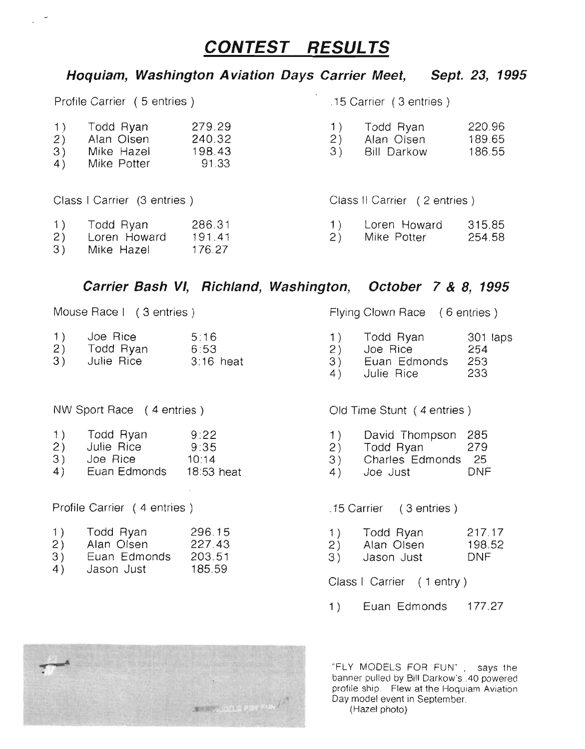# CONTEST RESULTS

## *Hoquiam, Washington Aviation Days Carrier Meet, Sept. 23, 1995*

Profile Carrier ( 5 entries )

| | | |
|---|---|---|
| 1) | Todd Ryan | 279.29 |
| 2) | Alan Olsen | 240.32 |
| 3) | Mike Hazel | 198.43 |
| 4) | Mike Potter | 91.33 |

.15 Carrier ( 3 entries )

| | | |
|---|---|---|
| 1) | Todd Ryan | 220.96 |
| 2) | Alan Olsen | 189.65 |
| 3) | Bill Darkow | 186.55 |

Class I Carrier (3 entries )

| | | |
|---|---|---|
| 1) | Todd Ryan | 286.31 |
| 2) | Loren Howard | 191.41 |
| 3) | Mike Hazel | 176.27 |

Class II Carrier ( 2 entries )

| | | |
|---|---|---|
| 1) | Loren Howard | 315.85 |
| 2) | Mike Potter | 254.58 |

## *Carrier Bash VI, Richland, Washington, October 7 & 8, 1995*

Mouse Race I ( 3 entries )

| | | |
|---|---|---|
| 1) | Joe Rice | 5:16 |
| 2) | Todd Ryan | 6:53 |
| 3) | Julie Rice | 3:16 heat |

Flying Clown Race ( 6 entries )

| | | |
|---|---|---|
| 1) | Todd Ryan | 301 laps |
| 2) | Joe Rice | 254 |
| 3) | Euan Edmonds | 253 |
| 4) | Julie Rice | 233 |

NW Sport Race ( 4 entries )

| | | |
|---|---|---|
| 1) | Todd Ryan | 9:22 |
| 2) | Julie Rice | 9:35 |
| 3) | Joe Rice | 10:14 |
| 4) | Euan Edmonds | 18:53 heat |

Old Time Stunt ( 4 entries )

| | | |
|---|---|---|
| 1) | David Thompson | 285 |
| 2) | Todd Ryan | 279 |
| 3) | Charles Edmonds | 25 |
| 4) | Joe Just | DNF |

Profile Carrier ( 4 entries )

| | | |
|---|---|---|
| 1) | Todd Ryan | 296.15 |
| 2) | Alan Olsen | 227.43 |
| 3) | Euan Edmonds | 203.51 |
| 4) | Jason Just | 185.59 |

.15 Carrier ( 3 entries )

| | | |
|---|---|---|
| 1) | Todd Ryan | 217.17 |
| 2) | Alan Olsen | 198.52 |
| 3) | Jason Just | DNF |

Class I Carrier ( 1 entry )

| | | |
|---|---|---|
| 1) | Euan Edmonds | 177.27 |

"FLY MODELS FOR FUN", says the banner pulled by Bill Darkow's .40 powered profile ship. Flew at the Hoquiam Aviation Day model event in September.
(Hazel photo)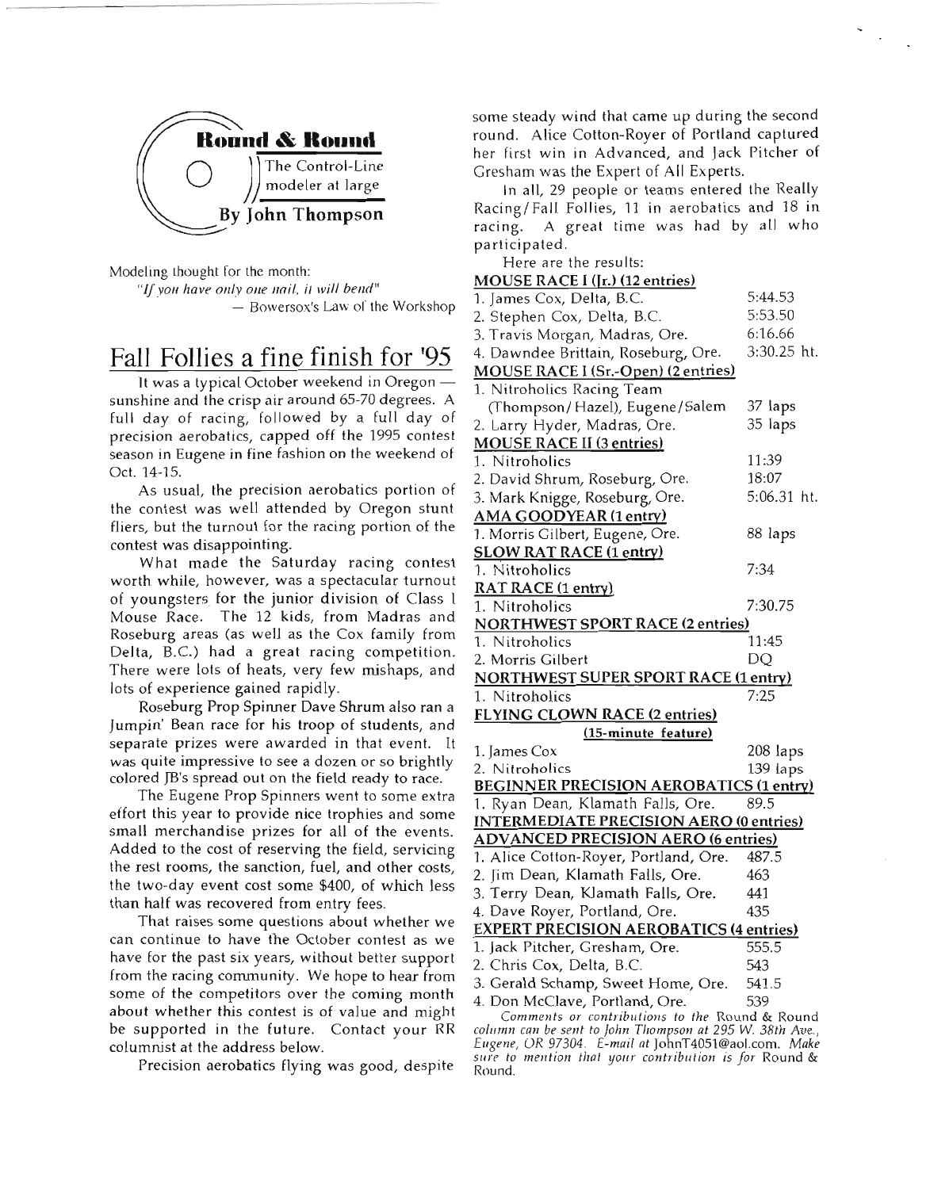## Round & Round

The Control-Line modeler at large

**By John Thompson**

Modeling thought for the month:

*"If you have only one nail, it will bend"*
— Bowersox's Law of the Workshop

# Fall Follies a fine finish for '95

It was a typical October weekend in Oregon — sunshine and the crisp air around 65-70 degrees. A full day of racing, followed by a full day of precision aerobatics, capped off the 1995 contest season in Eugene in fine fashion on the weekend of Oct. 14-15.

As usual, the precision aerobatics portion of the contest was well attended by Oregon stunt fliers, but the turnout for the racing portion of the contest was disappointing.

What made the Saturday racing contest worth while, however, was a spectacular turnout of youngsters for the junior division of Class I Mouse Race. The 12 kids, from Madras and Roseburg areas (as well as the Cox family from Delta, B.C.) had a great racing competition. There were lots of heats, very few mishaps, and lots of experience gained rapidly.

Roseburg Prop Spinner Dave Shrum also ran a Jumpin' Bean race for his troop of students, and separate prizes were awarded in that event. It was quite impressive to see a dozen or so brightly colored JB's spread out on the field ready to race.

The Eugene Prop Spinners went to some extra effort this year to provide nice trophies and some small merchandise prizes for all of the events. Added to the cost of reserving the field, servicing the rest rooms, the sanction, fuel, and other costs, the two-day event cost some $400, of which less than half was recovered from entry fees.

That raises some questions about whether we can continue to have the October contest as we have for the past six years, without better support from the racing community. We hope to hear from some of the competitors over the coming month about whether this contest is of value and might be supported in the future. Contact your RR columnist at the address below.

Precision aerobatics flying was good, despite some steady wind that came up during the second round. Alice Cotton-Royer of Portland captured her first win in Advanced, and Jack Pitcher of Gresham was the Expert of All Experts.

In all, 29 people or teams entered the Really Racing/Fall Follies, 11 in aerobatics and 18 in racing. A great time was had by all who participated.

Here are the results:

**MOUSE RACE I (Jr.) (12 entries)**

1. James Cox, Delta, B.C. — 5:44.53
2. Stephen Cox, Delta, B.C. — 5:53.50
3. Travis Morgan, Madras, Ore. — 6:16.66
4. Dawndee Brittain, Roseburg, Ore. — 3:30.25 ht.

**MOUSE RACE I (Sr.-Open) (2 entries)**

1. Nitroholics Racing Team (Thompson/Hazel), Eugene/Salem — 37 laps
2. Larry Hyder, Madras, Ore. — 35 laps

**MOUSE RACE II (3 entries)**

1. Nitroholics — 11:39
2. David Shrum, Roseburg, Ore. — 18:07
3. Mark Knigge, Roseburg, Ore. — 5:06.31 ht.

**AMA GOODYEAR (1 entry)**

1. Morris Gilbert, Eugene, Ore. — 88 laps

**SLOW RAT RACE (1 entry)**

1. Nitroholics — 7:34

**RAT RACE (1 entry)**

1. Nitroholics — 7:30.75

**NORTHWEST SPORT RACE (2 entries)**

1. Nitroholics — 11:45
2. Morris Gilbert — DQ

**NORTHWEST SUPER SPORT RACE (1 entry)**

1. Nitroholics — 7:25

**FLYING CLOWN RACE (2 entries)**
**(15-minute feature)**

1. James Cox — 208 laps
2. Nitroholics — 139 laps

**BEGINNER PRECISION AEROBATICS (1 entry)**

1. Ryan Dean, Klamath Falls, Ore. — 89.5

**INTERMEDIATE PRECISION AERO (0 entries)**

**ADVANCED PRECISION AERO (6 entries)**

1. Alice Cotton-Royer, Portland, Ore. — 487.5
2. Jim Dean, Klamath Falls, Ore. — 463
3. Terry Dean, Klamath Falls, Ore. — 441
4. Dave Royer, Portland, Ore. — 435

**EXPERT PRECISION AEROBATICS (4 entries)**

1. Jack Pitcher, Gresham, Ore. — 555.5
2. Chris Cox, Delta, B.C. — 543
3. Gerald Schamp, Sweet Home, Ore. — 541.5
4. Don McClave, Portland, Ore. — 539

*Comments or contributions to the* Round & Round *column can be sent to John Thompson at 295 W. 38th Ave., Eugene, OR 97304. E-mail at* JohnT4051@aol.com. *Make sure to mention that your contribution is for* Round & Round.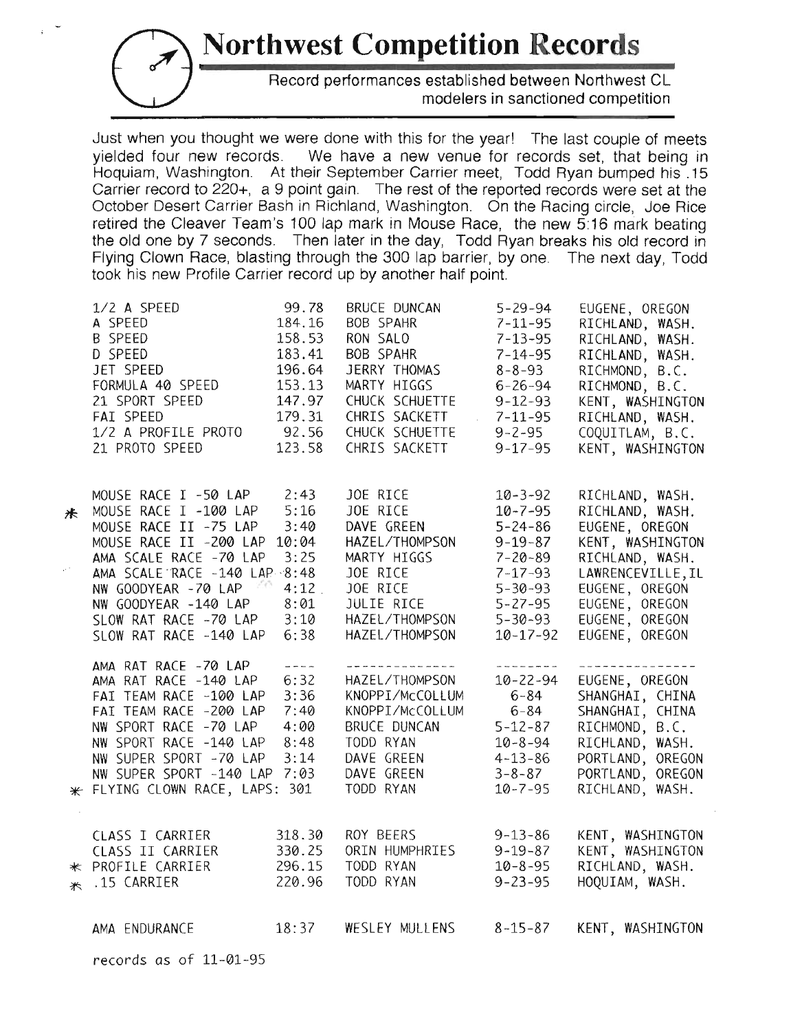# Northwest Competition Records

Record performances established between Northwest CL modelers in sanctioned competition

Just when you thought we were done with this for the year! The last couple of meets yielded four new records. We have a new venue for records set, that being in Hoquiam, Washington. At their September Carrier meet, Todd Ryan bumped his .15 Carrier record to 220+, a 9 point gain. The rest of the reported records were set at the October Desert Carrier Bash in Richland, Washington. On the Racing circle, Joe Rice retired the Cleaver Team's 100 lap mark in Mouse Race, the new 5:16 mark beating the old one by 7 seconds. Then later in the day, Todd Ryan breaks his old record in Flying Clown Race, blasting through the 300 lap barrier, by one. The next day, Todd took his new Profile Carrier record up by another half point.

| | Event | Record | Name | Date | Location |
|---|---|---|---|---|---|
| | 1/2 A SPEED | 99.78 | BRUCE DUNCAN | 5-29-94 | EUGENE, OREGON |
| | A SPEED | 184.16 | BOB SPAHR | 7-11-95 | RICHLAND, WASH. |
| | B SPEED | 158.53 | RON SALO | 7-13-95 | RICHLAND, WASH. |
| | D SPEED | 183.41 | BOB SPAHR | 7-14-95 | RICHLAND, WASH. |
| | JET SPEED | 196.64 | JERRY THOMAS | 8-8-93 | RICHMOND, B.C. |
| | FORMULA 40 SPEED | 153.13 | MARTY HIGGS | 6-26-94 | RICHMOND, B.C. |
| | 21 SPORT SPEED | 147.97 | CHUCK SCHUETTE | 9-12-93 | KENT, WASHINGTON |
| | FAI SPEED | 179.31 | CHRIS SACKETT | 7-11-95 | RICHLAND, WASH. |
| | 1/2 A PROFILE PROTO | 92.56 | CHUCK SCHUETTE | 9-2-95 | COQUITLAM, B.C. |
| | 21 PROTO SPEED | 123.58 | CHRIS SACKETT | 9-17-95 | KENT, WASHINGTON |
| | MOUSE RACE I -50 LAP | 2:43 | JOE RICE | 10-3-92 | RICHLAND, WASH. |
| * | MOUSE RACE I -100 LAP | 5:16 | JOE RICE | 10-7-95 | RICHLAND, WASH. |
| | MOUSE RACE II -75 LAP | 3:40 | DAVE GREEN | 5-24-86 | EUGENE, OREGON |
| | MOUSE RACE II -200 LAP | 10:04 | HAZEL/THOMPSON | 9-19-87 | KENT, WASHINGTON |
| | AMA SCALE RACE -70 LAP | 3:25 | MARTY HIGGS | 7-20-89 | RICHLAND, WASH. |
| | AMA SCALE RACE -140 LAP | 8:48 | JOE RICE | 7-17-93 | LAWRENCEVILLE, IL |
| | NW GOODYEAR -70 LAP | 4:12 | JOE RICE | 5-30-93 | EUGENE, OREGON |
| | NW GOODYEAR -140 LAP | 8:01 | JULIE RICE | 5-27-95 | EUGENE, OREGON |
| | SLOW RAT RACE -70 LAP | 3:10 | HAZEL/THOMPSON | 5-30-93 | EUGENE, OREGON |
| | SLOW RAT RACE -140 LAP | 6:38 | HAZEL/THOMPSON | 10-17-92 | EUGENE, OREGON |
| | AMA RAT RACE -70 LAP | ---- | -------------- | -------- | -------------- |
| | AMA RAT RACE -140 LAP | 6:32 | HAZEL/THOMPSON | 10-22-94 | EUGENE, OREGON |
| | FAI TEAM RACE -100 LAP | 3:36 | KNOPPI/McCOLLUM | 6-84 | SHANGHAI, CHINA |
| | FAI TEAM RACE -200 LAP | 7:40 | KNOPPI/McCOLLUM | 6-84 | SHANGHAI, CHINA |
| | NW SPORT RACE -70 LAP | 4:00 | BRUCE DUNCAN | 5-12-87 | RICHMOND, B.C. |
| | NW SPORT RACE -140 LAP | 8:48 | TODD RYAN | 10-8-94 | RICHLAND, WASH. |
| | NW SUPER SPORT -70 LAP | 3:14 | DAVE GREEN | 4-13-86 | PORTLAND, OREGON |
| | NW SUPER SPORT -140 LAP | 7:03 | DAVE GREEN | 3-8-87 | PORTLAND, OREGON |
| * | FLYING CLOWN RACE, LAPS: | 301 | TODD RYAN | 10-7-95 | RICHLAND, WASH. |
| | CLASS I CARRIER | 318.30 | ROY BEERS | 9-13-86 | KENT, WASHINGTON |
| | CLASS II CARRIER | 330.25 | ORIN HUMPHRIES | 9-19-87 | KENT, WASHINGTON |
| * | PROFILE CARRIER | 296.15 | TODD RYAN | 10-8-95 | RICHLAND, WASH. |
| * | .15 CARRIER | 220.96 | TODD RYAN | 9-23-95 | HOQUIAM, WASH. |
| | AMA ENDURANCE | 18:37 | WESLEY MULLENS | 8-15-87 | KENT, WASHINGTON |

records as of 11-01-95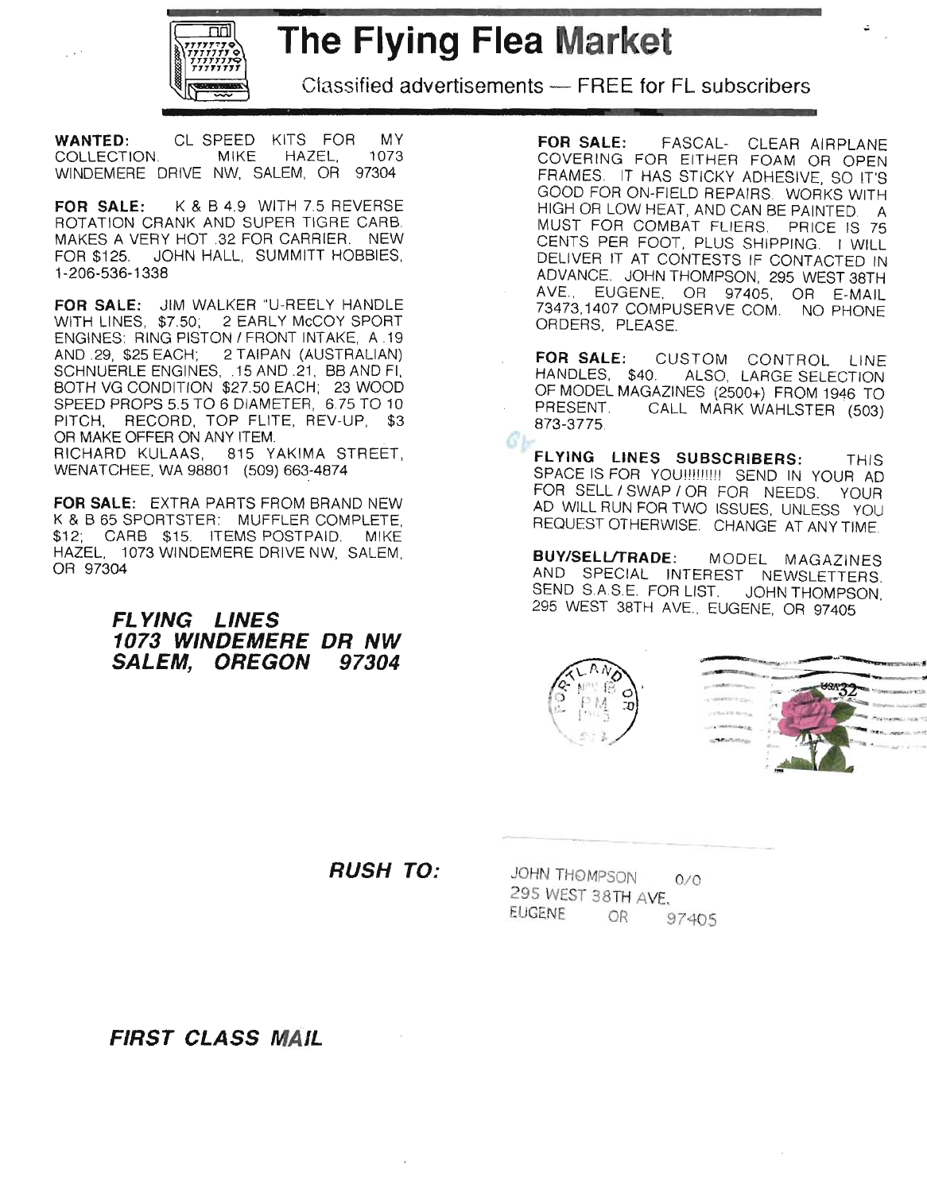# The Flying Flea Market

Classified advertisements — FREE for FL subscribers

**WANTED:** CL SPEED KITS FOR MY COLLECTION. MIKE HAZEL, 1073 WINDEMERE DRIVE NW, SALEM, OR 97304

**FOR SALE:** K & B 4.9 WITH 7.5 REVERSE ROTATION CRANK AND SUPER TIGRE CARB. MAKES A VERY HOT .32 FOR CARRIER. NEW FOR $125. JOHN HALL, SUMMITT HOBBIES, 1-206-536-1338

**FOR SALE:** JIM WALKER "U-REELY HANDLE WITH LINES, $7.50; 2 EARLY McCOY SPORT ENGINES: RING PISTON / FRONT INTAKE, A .19 AND .29, $25 EACH; 2 TAIPAN (AUSTRALIAN) SCHNUERLE ENGINES, .15 AND .21, BB AND FI, BOTH VG CONDITION $27.50 EACH; 23 WOOD SPEED PROPS 5.5 TO 6 DIAMETER, 6.75 TO 10 PITCH, RECORD, TOP FLITE, REV-UP, $3 OR MAKE OFFER ON ANY ITEM.
RICHARD KULAAS, 815 YAKIMA STREET, WENATCHEE, WA 98801 (509) 663-4874

**FOR SALE:** EXTRA PARTS FROM BRAND NEW K & B 65 SPORTSTER: MUFFLER COMPLETE, $12; CARB $15. ITEMS POSTPAID. MIKE HAZEL, 1073 WINDEMERE DRIVE NW, SALEM, OR 97304

**FOR SALE:** FASCAL- CLEAR AIRPLANE COVERING FOR EITHER FOAM OR OPEN FRAMES. IT HAS STICKY ADHESIVE, SO IT'S GOOD FOR ON-FIELD REPAIRS. WORKS WITH HIGH OR LOW HEAT, AND CAN BE PAINTED. A MUST FOR COMBAT FLIERS. PRICE IS 75 CENTS PER FOOT, PLUS SHIPPING. I WILL DELIVER IT AT CONTESTS IF CONTACTED IN ADVANCE. JOHN THOMPSON, 295 WEST 38TH AVE., EUGENE, OR 97405, OR E-MAIL 73473,1407 COMPUSERVE.COM. NO PHONE ORDERS, PLEASE.

**FOR SALE:** CUSTOM CONTROL LINE HANDLES, $40. ALSO, LARGE SELECTION OF MODEL MAGAZINES (2500+) FROM 1946 TO PRESENT. CALL MARK WAHLSTER (503) 873-3775.

**FLYING LINES SUBSCRIBERS:** THIS SPACE IS FOR YOU!!!!!!!!! SEND IN YOUR AD FOR SELL / SWAP / OR FOR NEEDS. YOUR AD WILL RUN FOR TWO ISSUES, UNLESS YOU REQUEST OTHERWISE. CHANGE AT ANY TIME.

**BUY/SELL/TRADE:** MODEL MAGAZINES AND SPECIAL INTEREST NEWSLETTERS. SEND S.A.S.E. FOR LIST. JOHN THOMPSON, 295 WEST 38TH AVE., EUGENE, OR 97405

***FLYING LINES***
***1073 WINDEMERE DR NW***
***SALEM, OREGON 97304***

***RUSH TO:***

JOHN THOMPSON 0/0
295 WEST 38TH AVE.
EUGENE OR 97405

***FIRST CLASS MAIL***